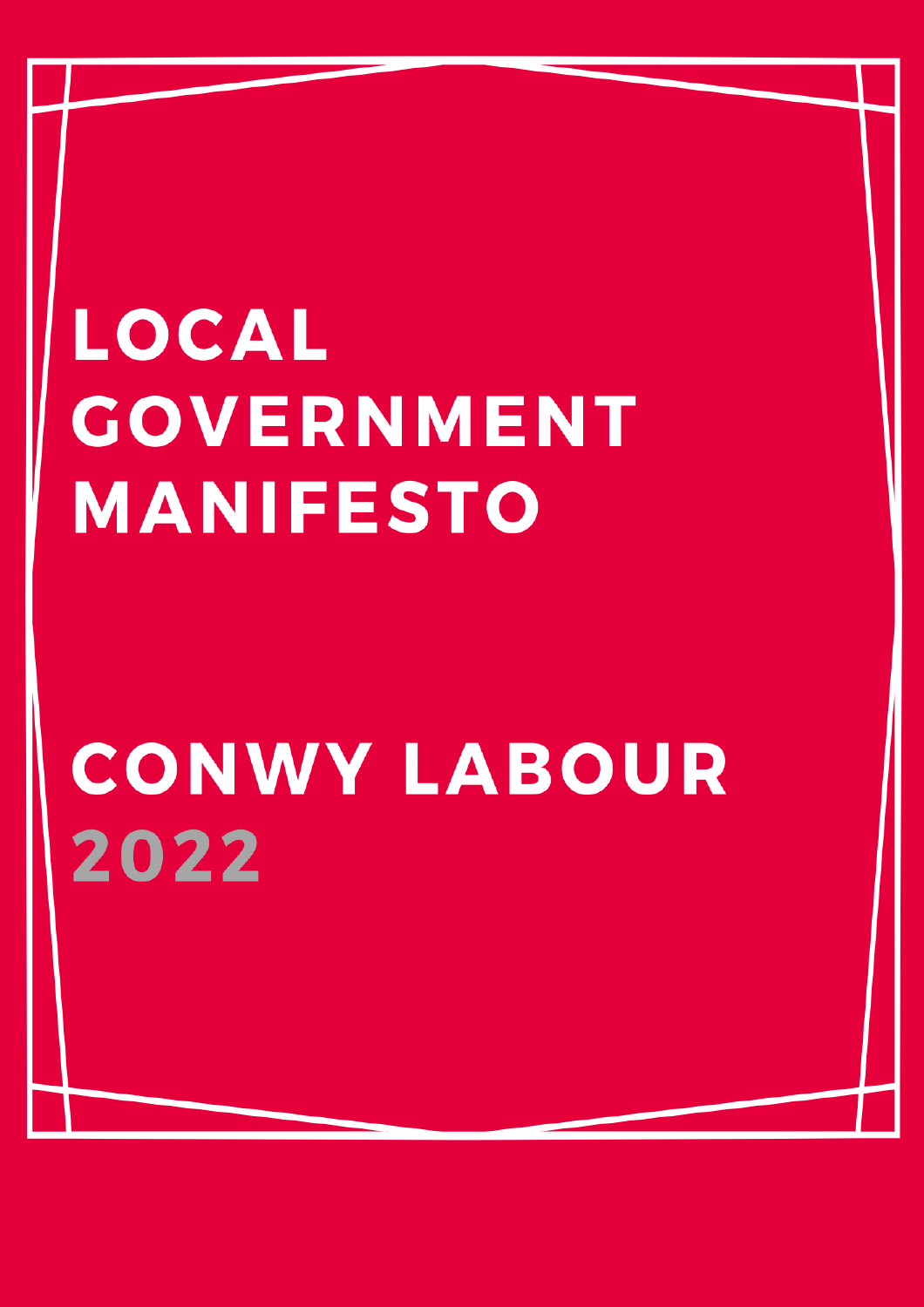# LOCAL GOVERNMENT MANIFESTO

# CONWY LABOUR 2022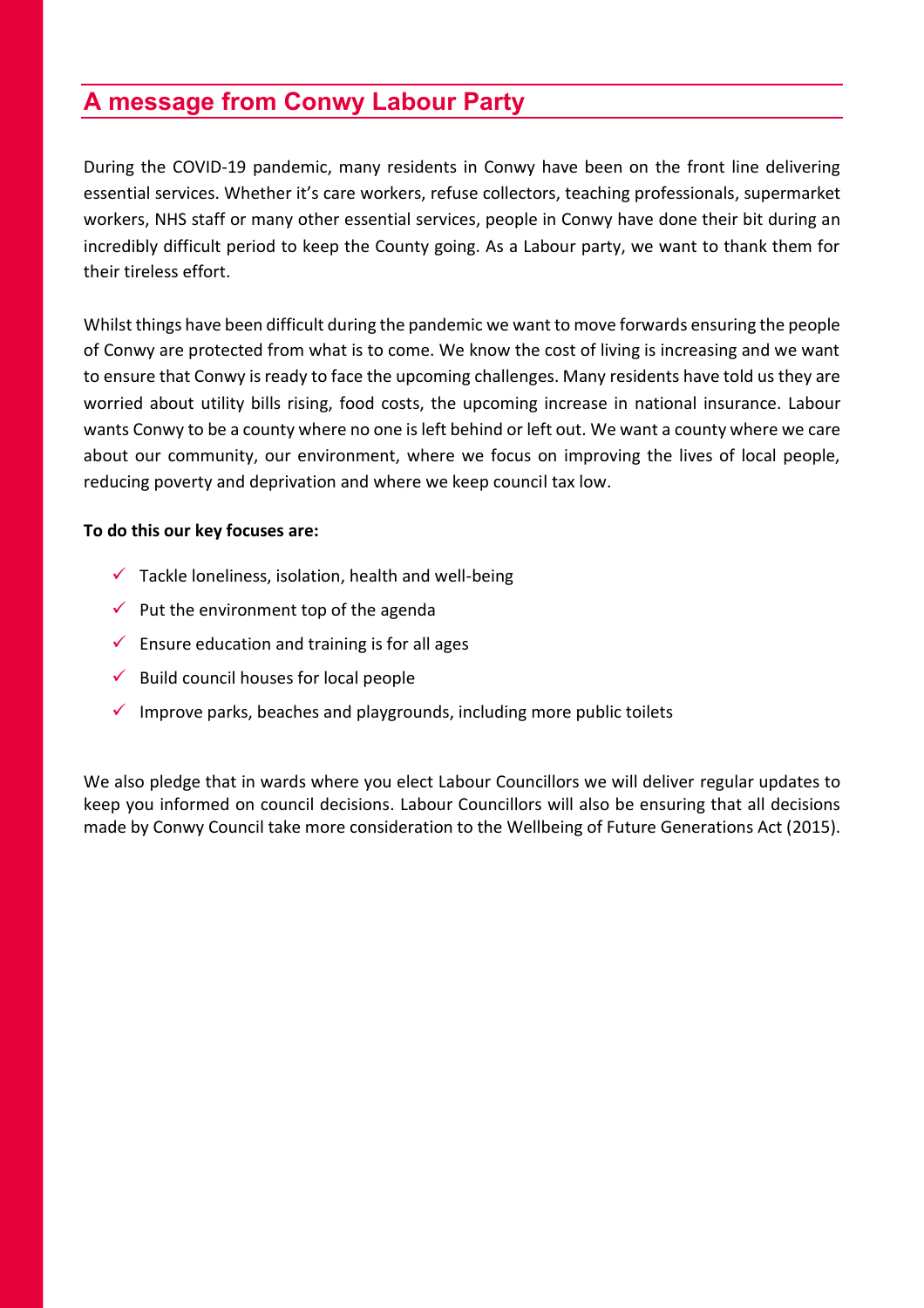## A message from Conwy Labour Party

During the COVID-19 pandemic, many residents in Conwy have been on the front line delivering essential services. Whether it's care workers, refuse collectors, teaching professionals, supermarket workers, NHS staff or many other essential services, people in Conwy have done their bit during an incredibly difficult period to keep the County going. As a Labour party, we want to thank them for their tireless effort.

Whilst things have been difficult during the pandemic we want to move forwards ensuring the people of Conwy are protected from what is to come. We know the cost of living is increasing and we want to ensure that Conwy is ready to face the upcoming challenges. Many residents have told us they are worried about utility bills rising, food costs, the upcoming increase in national insurance. Labour wants Conwy to be a county where no one is left behind or left out. We want a county where we care about our community, our environment, where we focus on improving the lives of local people, reducing poverty and deprivation and where we keep council tax low.

**To do this our key focuses are:**

- ✓ Tackle loneliness, isolation, health and well-being
- ✓ Put the environment top of the agenda
- ✓ Ensure education and training is for all ages
- ✓ Build council houses for local people
- ✓ Improve parks, beaches and playgrounds, including more public toilets

We also pledge that in wards where you elect Labour Councillors we will deliver regular updates to keep you informed on council decisions. Labour Councillors will also be ensuring that all decisions made by Conwy Council take more consideration to the Wellbeing of Future Generations Act (2015).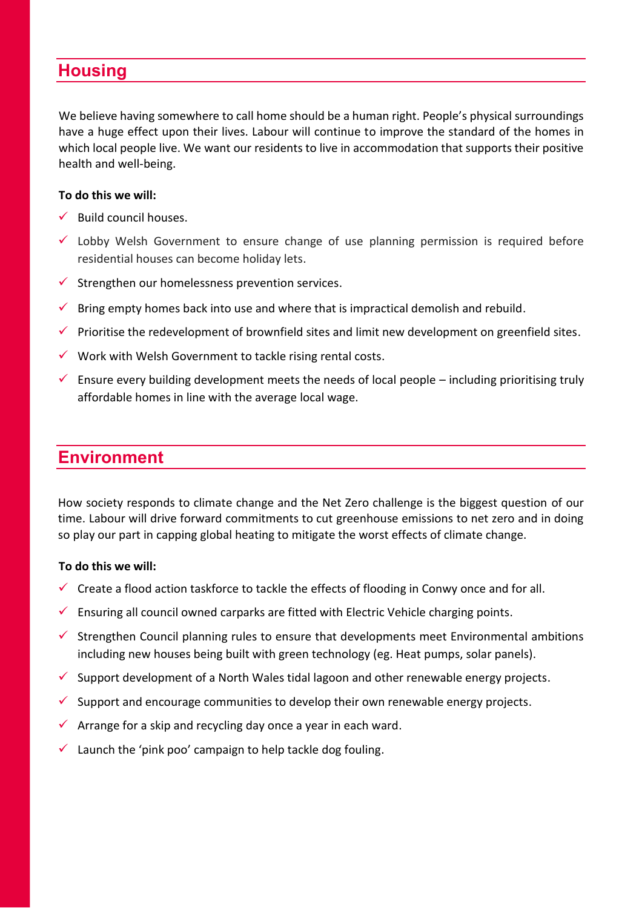## Housing

We believe having somewhere to call home should be a human right. People's physical surroundings have a huge effect upon their lives. Labour will continue to improve the standard of the homes in which local people live. We want our residents to live in accommodation that supports their positive health and well-being.

**To do this we will:**

- ✓ Build council houses.
- ✓ Lobby Welsh Government to ensure change of use planning permission is required before residential houses can become holiday lets.
- ✓ Strengthen our homelessness prevention services.
- ✓ Bring empty homes back into use and where that is impractical demolish and rebuild.
- ✓ Prioritise the redevelopment of brownfield sites and limit new development on greenfield sites.
- ✓ Work with Welsh Government to tackle rising rental costs.
- ✓ Ensure every building development meets the needs of local people – including prioritising truly affordable homes in line with the average local wage.

## Environment

How society responds to climate change and the Net Zero challenge is the biggest question of our time. Labour will drive forward commitments to cut greenhouse emissions to net zero and in doing so play our part in capping global heating to mitigate the worst effects of climate change.

**To do this we will:**

- ✓ Create a flood action taskforce to tackle the effects of flooding in Conwy once and for all.
- ✓ Ensuring all council owned carparks are fitted with Electric Vehicle charging points.
- ✓ Strengthen Council planning rules to ensure that developments meet Environmental ambitions including new houses being built with green technology (eg. Heat pumps, solar panels).
- ✓ Support development of a North Wales tidal lagoon and other renewable energy projects.
- ✓ Support and encourage communities to develop their own renewable energy projects.
- ✓ Arrange for a skip and recycling day once a year in each ward.
- ✓ Launch the 'pink poo' campaign to help tackle dog fouling.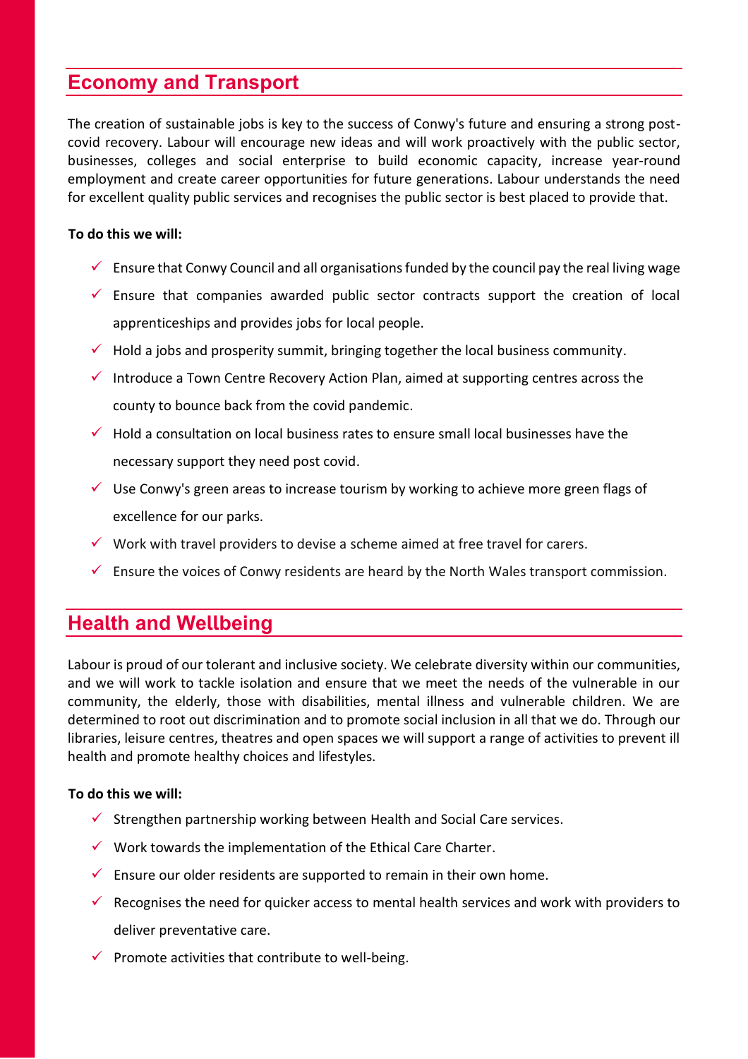## Economy and Transport

The creation of sustainable jobs is key to the success of Conwy's future and ensuring a strong post-covid recovery. Labour will encourage new ideas and will work proactively with the public sector, businesses, colleges and social enterprise to build economic capacity, increase year-round employment and create career opportunities for future generations. Labour understands the need for excellent quality public services and recognises the public sector is best placed to provide that.

**To do this we will:**

- ✓ Ensure that Conwy Council and all organisations funded by the council pay the real living wage
- ✓ Ensure that companies awarded public sector contracts support the creation of local apprenticeships and provides jobs for local people.
- ✓ Hold a jobs and prosperity summit, bringing together the local business community.
- ✓ Introduce a Town Centre Recovery Action Plan, aimed at supporting centres across the county to bounce back from the covid pandemic.
- ✓ Hold a consultation on local business rates to ensure small local businesses have the necessary support they need post covid.
- ✓ Use Conwy's green areas to increase tourism by working to achieve more green flags of excellence for our parks.
- ✓ Work with travel providers to devise a scheme aimed at free travel for carers.
- ✓ Ensure the voices of Conwy residents are heard by the North Wales transport commission.

## Health and Wellbeing

Labour is proud of our tolerant and inclusive society. We celebrate diversity within our communities, and we will work to tackle isolation and ensure that we meet the needs of the vulnerable in our community, the elderly, those with disabilities, mental illness and vulnerable children. We are determined to root out discrimination and to promote social inclusion in all that we do. Through our libraries, leisure centres, theatres and open spaces we will support a range of activities to prevent ill health and promote healthy choices and lifestyles.

**To do this we will:**

- ✓ Strengthen partnership working between Health and Social Care services.
- ✓ Work towards the implementation of the Ethical Care Charter.
- ✓ Ensure our older residents are supported to remain in their own home.
- ✓ Recognises the need for quicker access to mental health services and work with providers to deliver preventative care.
- ✓ Promote activities that contribute to well-being.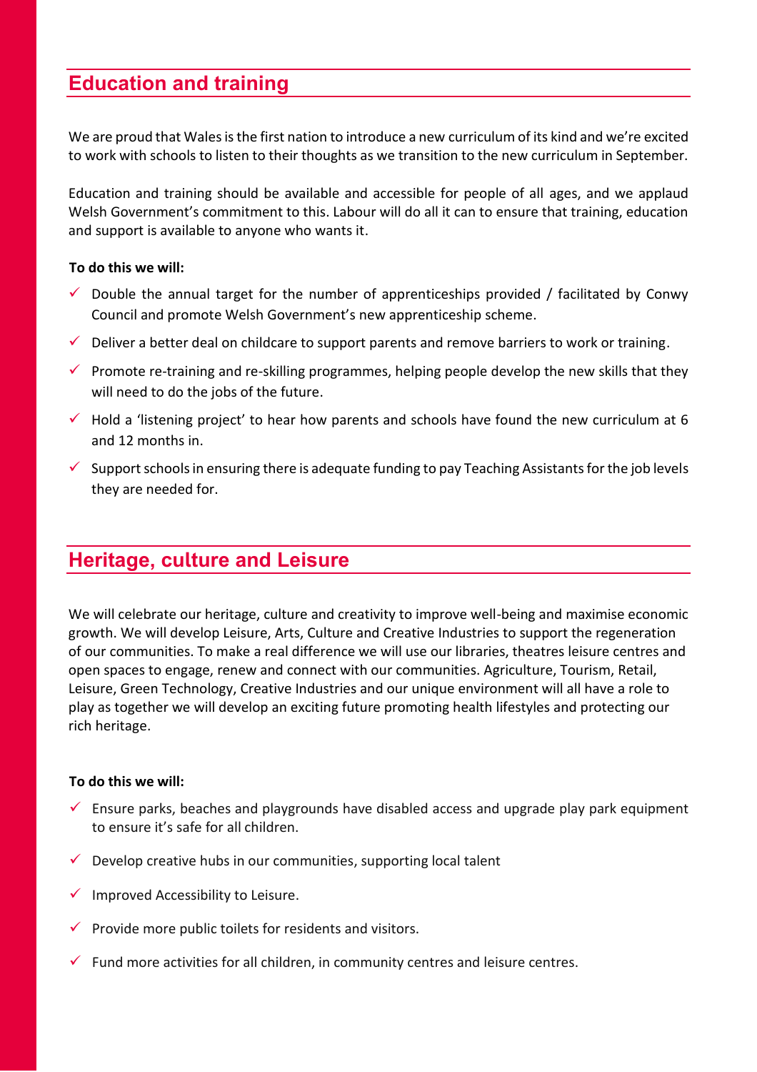## Education and training

We are proud that Wales is the first nation to introduce a new curriculum of its kind and we're excited to work with schools to listen to their thoughts as we transition to the new curriculum in September.

Education and training should be available and accessible for people of all ages, and we applaud Welsh Government's commitment to this. Labour will do all it can to ensure that training, education and support is available to anyone who wants it.

**To do this we will:**

- ✓ Double the annual target for the number of apprenticeships provided / facilitated by Conwy Council and promote Welsh Government's new apprenticeship scheme.
- ✓ Deliver a better deal on childcare to support parents and remove barriers to work or training.
- ✓ Promote re-training and re-skilling programmes, helping people develop the new skills that they will need to do the jobs of the future.
- ✓ Hold a 'listening project' to hear how parents and schools have found the new curriculum at 6 and 12 months in.
- ✓ Support schools in ensuring there is adequate funding to pay Teaching Assistants for the job levels they are needed for.

## Heritage, culture and Leisure

We will celebrate our heritage, culture and creativity to improve well-being and maximise economic growth. We will develop Leisure, Arts, Culture and Creative Industries to support the regeneration of our communities. To make a real difference we will use our libraries, theatres leisure centres and open spaces to engage, renew and connect with our communities. Agriculture, Tourism, Retail, Leisure, Green Technology, Creative Industries and our unique environment will all have a role to play as together we will develop an exciting future promoting health lifestyles and protecting our rich heritage.

**To do this we will:**

- ✓ Ensure parks, beaches and playgrounds have disabled access and upgrade play park equipment to ensure it's safe for all children.
- ✓ Develop creative hubs in our communities, supporting local talent
- ✓ Improved Accessibility to Leisure.
- ✓ Provide more public toilets for residents and visitors.
- ✓ Fund more activities for all children, in community centres and leisure centres.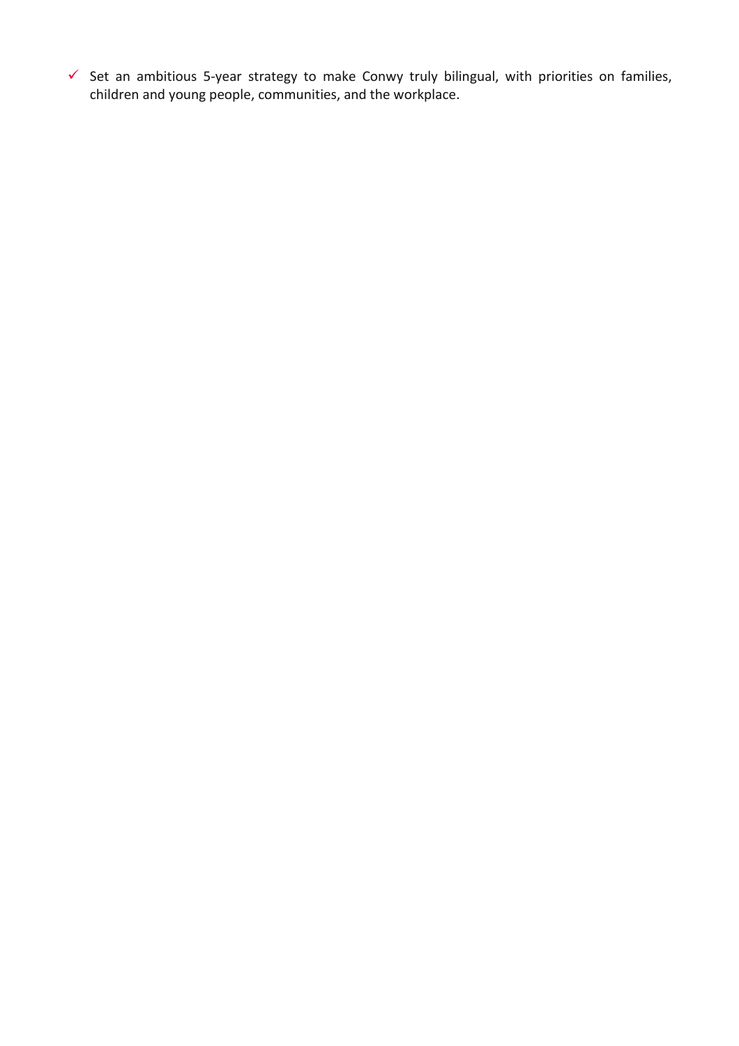- ✓ Set an ambitious 5-year strategy to make Conwy truly bilingual, with priorities on families, children and young people, communities, and the workplace.